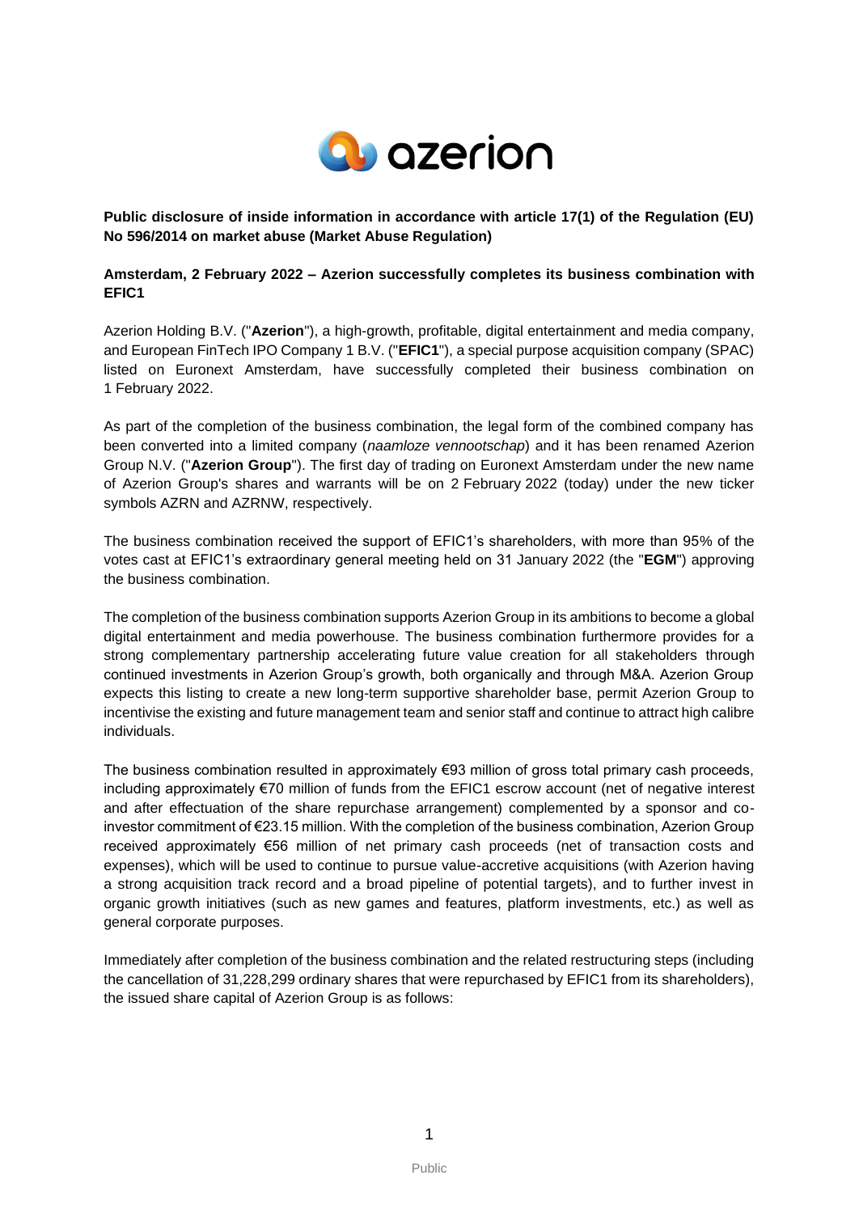**Public disclosure of inside information in accordance with article 17(1) of the Regulation (EU) No 596/2014 on market abuse (Market Abuse Regulation)**

**Amsterdam, 2 February 2022 – Azerion successfully completes its business combination with EFIC1**

Azerion Holding B.V. ("**Azerion**"), a high-growth, profitable, digital entertainment and media company, and European FinTech IPO Company 1 B.V. ("**EFIC1**"), a special purpose acquisition company (SPAC) listed on Euronext Amsterdam, have successfully completed their business combination on 1 February 2022.

As part of the completion of the business combination, the legal form of the combined company has been converted into a limited company (*naamloze vennootschap*) and it has been renamed Azerion Group N.V. ("**Azerion Group**"). The first day of trading on Euronext Amsterdam under the new name of Azerion Group's shares and warrants will be on 2 February 2022 (today) under the new ticker symbols AZRN and AZRNW, respectively.

The business combination received the support of EFIC1's shareholders, with more than 95% of the votes cast at EFIC1's extraordinary general meeting held on 31 January 2022 (the "**EGM**") approving the business combination.

The completion of the business combination supports Azerion Group in its ambitions to become a global digital entertainment and media powerhouse. The business combination furthermore provides for a strong complementary partnership accelerating future value creation for all stakeholders through continued investments in Azerion Group's growth, both organically and through M&A. Azerion Group expects this listing to create a new long-term supportive shareholder base, permit Azerion Group to incentivise the existing and future management team and senior staff and continue to attract high calibre individuals.

The business combination resulted in approximately €93 million of gross total primary cash proceeds, including approximately €70 million of funds from the EFIC1 escrow account (net of negative interest and after effectuation of the share repurchase arrangement) complemented by a sponsor and co-investor commitment of €23.15 million. With the completion of the business combination, Azerion Group received approximately €56 million of net primary cash proceeds (net of transaction costs and expenses), which will be used to continue to pursue value-accretive acquisitions (with Azerion having a strong acquisition track record and a broad pipeline of potential targets), and to further invest in organic growth initiatives (such as new games and features, platform investments, etc.) as well as general corporate purposes.

Immediately after completion of the business combination and the related restructuring steps (including the cancellation of 31,228,299 ordinary shares that were repurchased by EFIC1 from its shareholders), the issued share capital of Azerion Group is as follows: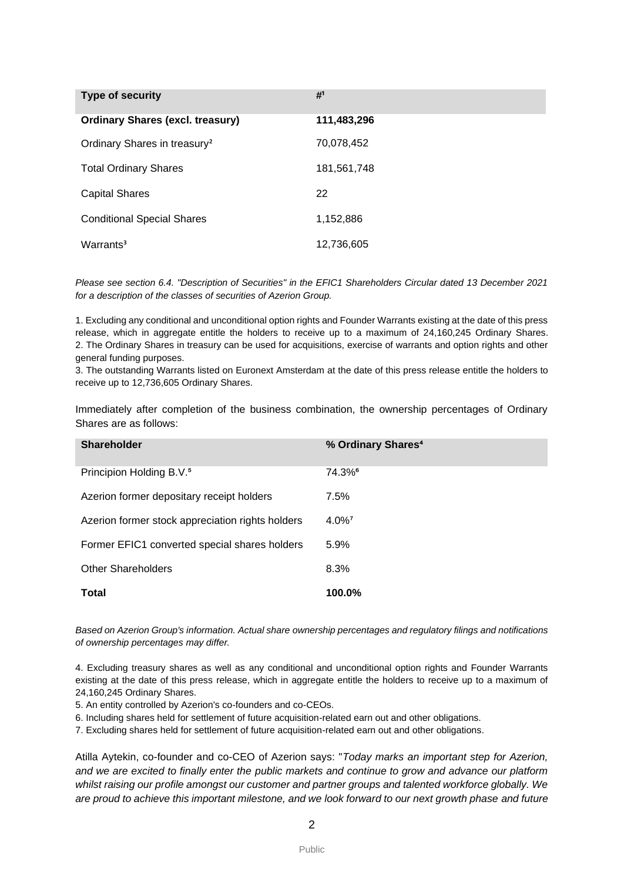| Type of security | #[1] |
|---|---|
| **Ordinary Shares (excl. treasury)** | **111,483,296** |
| Ordinary Shares in treasury[2] | 70,078,452 |
| Total Ordinary Shares | 181,561,748 |
| Capital Shares | 22 |
| Conditional Special Shares | 1,152,886 |
| Warrants[3] | 12,736,605 |

*Please see section 6.4. "Description of Securities" in the EFIC1 Shareholders Circular dated 13 December 2021 for a description of the classes of securities of Azerion Group.*

1. Excluding any conditional and unconditional option rights and Founder Warrants existing at the date of this press release, which in aggregate entitle the holders to receive up to a maximum of 24,160,245 Ordinary Shares.
2. The Ordinary Shares in treasury can be used for acquisitions, exercise of warrants and option rights and other general funding purposes.
3. The outstanding Warrants listed on Euronext Amsterdam at the date of this press release entitle the holders to receive up to 12,736,605 Ordinary Shares.

Immediately after completion of the business combination, the ownership percentages of Ordinary Shares are as follows:

| Shareholder | % Ordinary Shares[4] |
|---|---|
| Principion Holding B.V.[5] | 74.3%[6] |
| Azerion former depositary receipt holders | 7.5% |
| Azerion former stock appreciation rights holders | 4.0%[7] |
| Former EFIC1 converted special shares holders | 5.9% |
| Other Shareholders | 8.3% |
| **Total** | **100.0%** |

*Based on Azerion Group's information. Actual share ownership percentages and regulatory filings and notifications of ownership percentages may differ.*

4. Excluding treasury shares as well as any conditional and unconditional option rights and Founder Warrants existing at the date of this press release, which in aggregate entitle the holders to receive up to a maximum of 24,160,245 Ordinary Shares.
5. An entity controlled by Azerion's co-founders and co-CEOs.
6. Including shares held for settlement of future acquisition-related earn out and other obligations.
7. Excluding shares held for settlement of future acquisition-related earn out and other obligations.

Atilla Aytekin, co-founder and co-CEO of Azerion says: "*Today marks an important step for Azerion, and we are excited to finally enter the public markets and continue to grow and advance our platform whilst raising our profile amongst our customer and partner groups and talented workforce globally. We are proud to achieve this important milestone, and we look forward to our next growth phase and future*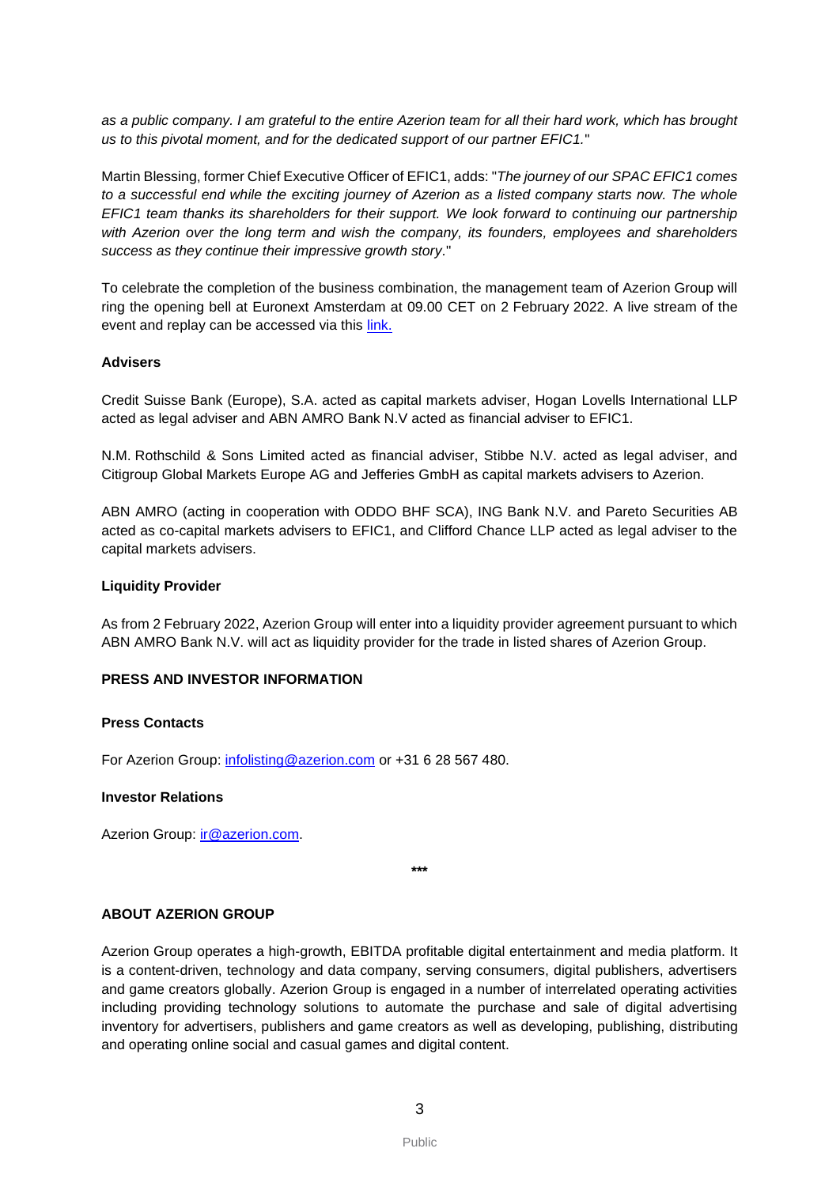*as a public company. I am grateful to the entire Azerion team for all their hard work, which has brought us to this pivotal moment, and for the dedicated support of our partner EFIC1.*"

Martin Blessing, former Chief Executive Officer of EFIC1, adds: "*The journey of our SPAC EFIC1 comes to a successful end while the exciting journey of Azerion as a listed company starts now. The whole EFIC1 team thanks its shareholders for their support. We look forward to continuing our partnership with Azerion over the long term and wish the company, its founders, employees and shareholders success as they continue their impressive growth story*."

To celebrate the completion of the business combination, the management team of Azerion Group will ring the opening bell at Euronext Amsterdam at 09.00 CET on 2 February 2022. A live stream of the event and replay can be accessed via this link.

**Advisers**

Credit Suisse Bank (Europe), S.A. acted as capital markets adviser, Hogan Lovells International LLP acted as legal adviser and ABN AMRO Bank N.V acted as financial adviser to EFIC1.

N.M. Rothschild & Sons Limited acted as financial adviser, Stibbe N.V. acted as legal adviser, and Citigroup Global Markets Europe AG and Jefferies GmbH as capital markets advisers to Azerion.

ABN AMRO (acting in cooperation with ODDO BHF SCA), ING Bank N.V. and Pareto Securities AB acted as co-capital markets advisers to EFIC1, and Clifford Chance LLP acted as legal adviser to the capital markets advisers.

**Liquidity Provider**

As from 2 February 2022, Azerion Group will enter into a liquidity provider agreement pursuant to which ABN AMRO Bank N.V. will act as liquidity provider for the trade in listed shares of Azerion Group.

**PRESS AND INVESTOR INFORMATION**

**Press Contacts**

For Azerion Group: infolisting@azerion.com or +31 6 28 567 480.

**Investor Relations**

Azerion Group: ir@azerion.com.

***

**ABOUT AZERION GROUP**

Azerion Group operates a high-growth, EBITDA profitable digital entertainment and media platform. It is a content-driven, technology and data company, serving consumers, digital publishers, advertisers and game creators globally. Azerion Group is engaged in a number of interrelated operating activities including providing technology solutions to automate the purchase and sale of digital advertising inventory for advertisers, publishers and game creators as well as developing, publishing, distributing and operating online social and casual games and digital content.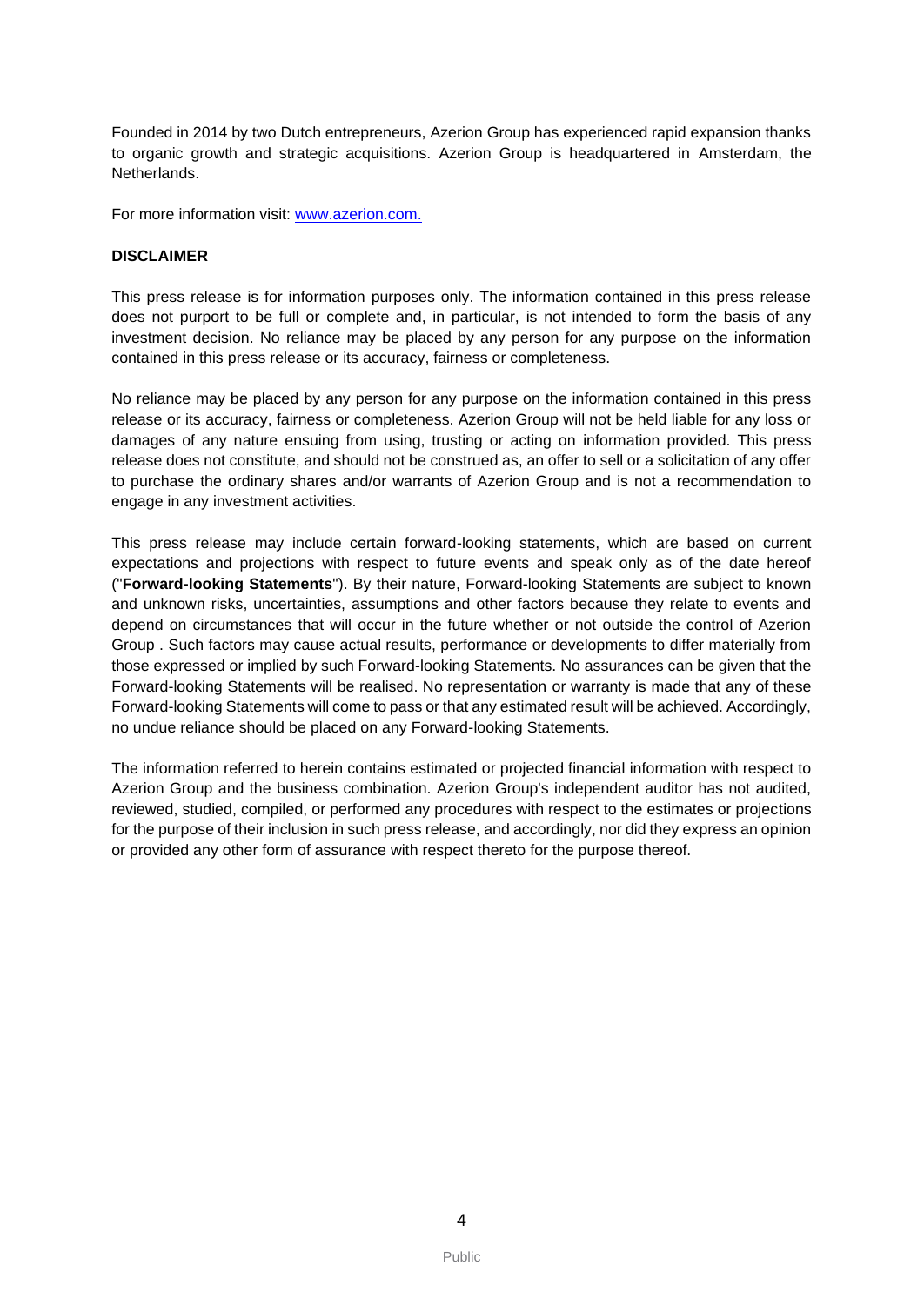Founded in 2014 by two Dutch entrepreneurs, Azerion Group has experienced rapid expansion thanks to organic growth and strategic acquisitions. Azerion Group is headquartered in Amsterdam, the Netherlands.

For more information visit: [www.azerion.com.](http://www.azerion.com)

**DISCLAIMER**

This press release is for information purposes only. The information contained in this press release does not purport to be full or complete and, in particular, is not intended to form the basis of any investment decision. No reliance may be placed by any person for any purpose on the information contained in this press release or its accuracy, fairness or completeness.

No reliance may be placed by any person for any purpose on the information contained in this press release or its accuracy, fairness or completeness. Azerion Group will not be held liable for any loss or damages of any nature ensuing from using, trusting or acting on information provided. This press release does not constitute, and should not be construed as, an offer to sell or a solicitation of any offer to purchase the ordinary shares and/or warrants of Azerion Group and is not a recommendation to engage in any investment activities.

This press release may include certain forward-looking statements, which are based on current expectations and projections with respect to future events and speak only as of the date hereof ("**Forward-looking Statements**"). By their nature, Forward-looking Statements are subject to known and unknown risks, uncertainties, assumptions and other factors because they relate to events and depend on circumstances that will occur in the future whether or not outside the control of Azerion Group . Such factors may cause actual results, performance or developments to differ materially from those expressed or implied by such Forward-looking Statements. No assurances can be given that the Forward-looking Statements will be realised. No representation or warranty is made that any of these Forward-looking Statements will come to pass or that any estimated result will be achieved. Accordingly, no undue reliance should be placed on any Forward-looking Statements.

The information referred to herein contains estimated or projected financial information with respect to Azerion Group and the business combination. Azerion Group's independent auditor has not audited, reviewed, studied, compiled, or performed any procedures with respect to the estimates or projections for the purpose of their inclusion in such press release, and accordingly, nor did they express an opinion or provided any other form of assurance with respect thereto for the purpose thereof.